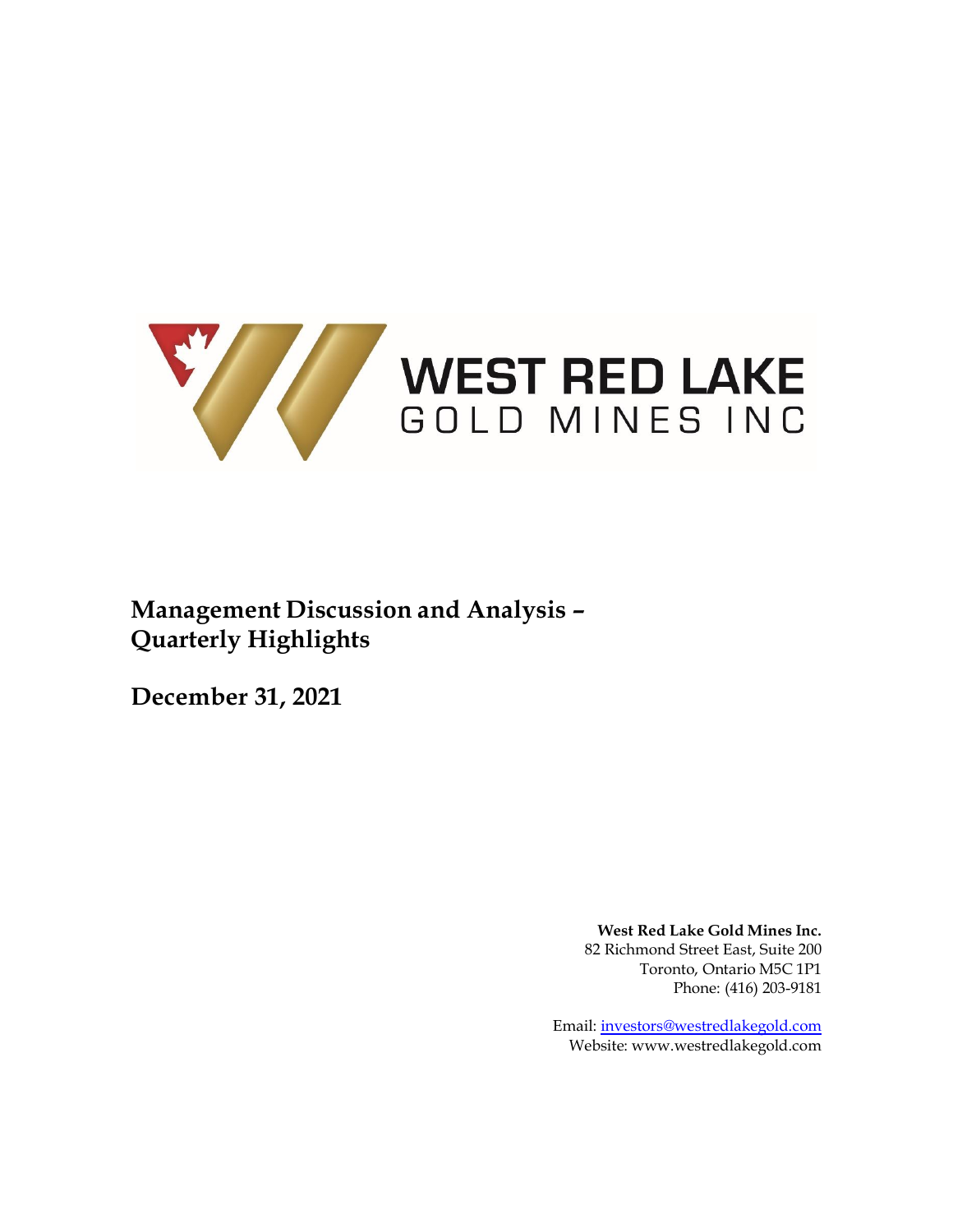WEST RED LAKE
GOLD MINES INC

# Management Discussion and Analysis – Quarterly Highlights

## December 31, 2021

**West Red Lake Gold Mines Inc.**
82 Richmond Street East, Suite 200
Toronto, Ontario M5C 1P1
Phone: (416) 203-9181

Email: investors@westredlakegold.com
Website: www.westredlakegold.com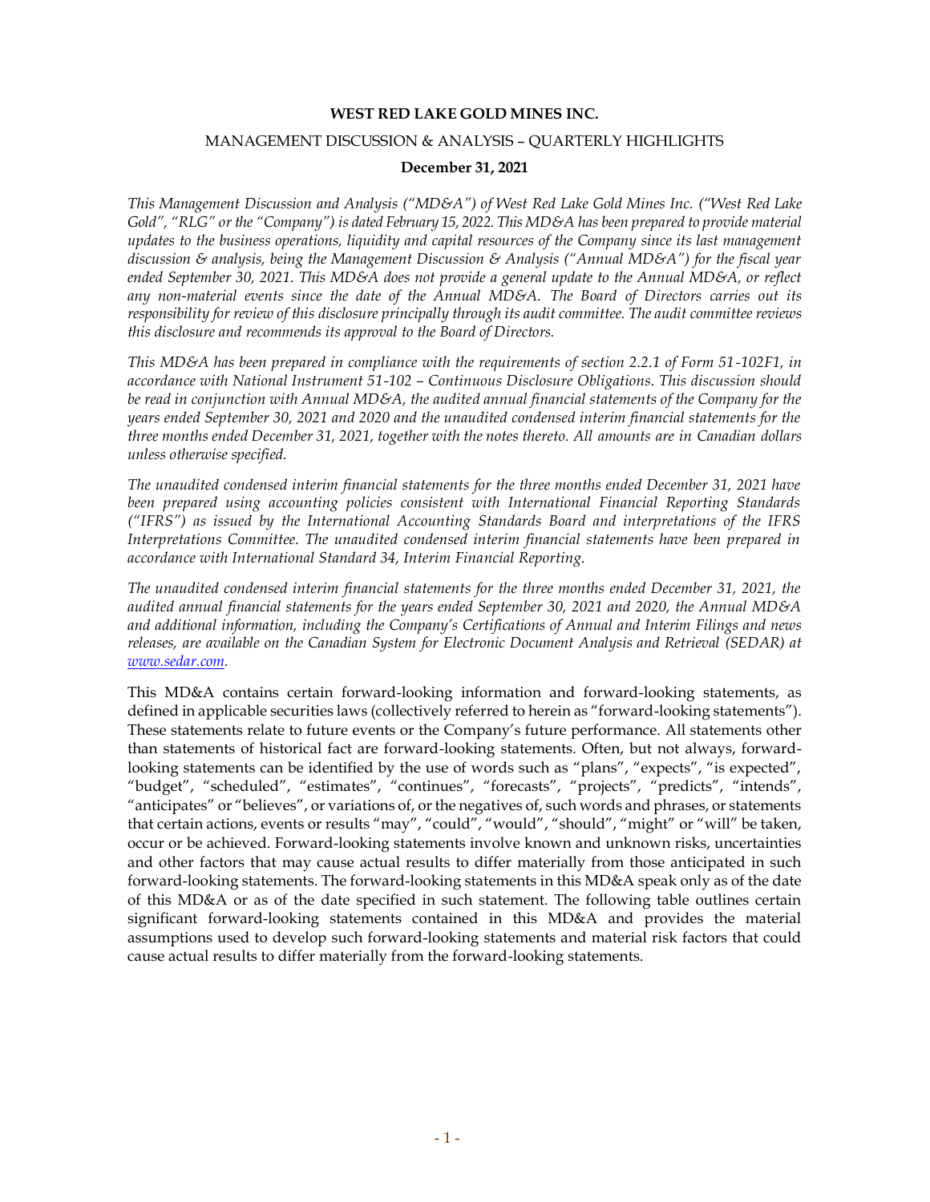**WEST RED LAKE GOLD MINES INC.**

MANAGEMENT DISCUSSION & ANALYSIS – QUARTERLY HIGHLIGHTS

**December 31, 2021**

*This Management Discussion and Analysis ("MD&A") of West Red Lake Gold Mines Inc. ("West Red Lake Gold", "RLG" or the "Company") is dated February 15, 2022. This MD&A has been prepared to provide material updates to the business operations, liquidity and capital resources of the Company since its last management discussion & analysis, being the Management Discussion & Analysis ("Annual MD&A") for the fiscal year ended September 30, 2021. This MD&A does not provide a general update to the Annual MD&A, or reflect any non-material events since the date of the Annual MD&A. The Board of Directors carries out its responsibility for review of this disclosure principally through its audit committee. The audit committee reviews this disclosure and recommends its approval to the Board of Directors.*

*This MD&A has been prepared in compliance with the requirements of section 2.2.1 of Form 51-102F1, in accordance with National Instrument 51-102 – Continuous Disclosure Obligations. This discussion should be read in conjunction with Annual MD&A, the audited annual financial statements of the Company for the years ended September 30, 2021 and 2020 and the unaudited condensed interim financial statements for the three months ended December 31, 2021, together with the notes thereto. All amounts are in Canadian dollars unless otherwise specified.*

*The unaudited condensed interim financial statements for the three months ended December 31, 2021 have been prepared using accounting policies consistent with International Financial Reporting Standards ("IFRS") as issued by the International Accounting Standards Board and interpretations of the IFRS Interpretations Committee. The unaudited condensed interim financial statements have been prepared in accordance with International Standard 34, Interim Financial Reporting.*

*The unaudited condensed interim financial statements for the three months ended December 31, 2021, the audited annual financial statements for the years ended September 30, 2021 and 2020, the Annual MD&A and additional information, including the Company's Certifications of Annual and Interim Filings and news releases, are available on the Canadian System for Electronic Document Analysis and Retrieval (SEDAR) at [www.sedar.com](http://www.sedar.com).*

This MD&A contains certain forward-looking information and forward-looking statements, as defined in applicable securities laws (collectively referred to herein as "forward-looking statements"). These statements relate to future events or the Company's future performance. All statements other than statements of historical fact are forward-looking statements. Often, but not always, forward-looking statements can be identified by the use of words such as "plans", "expects", "is expected", "budget", "scheduled", "estimates", "continues", "forecasts", "projects", "predicts", "intends", "anticipates" or "believes", or variations of, or the negatives of, such words and phrases, or statements that certain actions, events or results "may", "could", "would", "should", "might" or "will" be taken, occur or be achieved. Forward-looking statements involve known and unknown risks, uncertainties and other factors that may cause actual results to differ materially from those anticipated in such forward-looking statements. The forward-looking statements in this MD&A speak only as of the date of this MD&A or as of the date specified in such statement. The following table outlines certain significant forward-looking statements contained in this MD&A and provides the material assumptions used to develop such forward-looking statements and material risk factors that could cause actual results to differ materially from the forward-looking statements.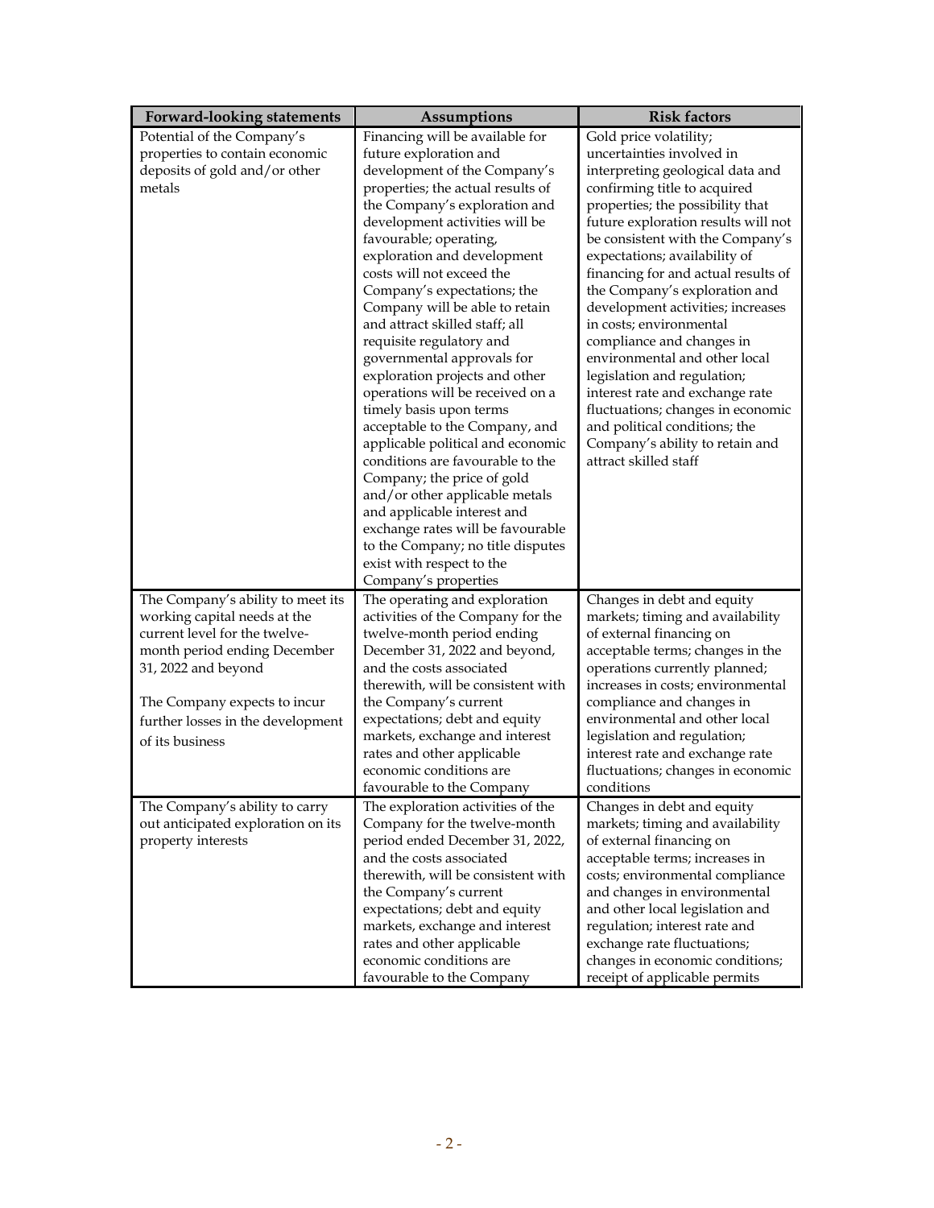| Forward-looking statements | Assumptions | Risk factors |
|---|---|---|
| Potential of the Company's properties to contain economic deposits of gold and/or other metals | Financing will be available for future exploration and development of the Company's properties; the actual results of the Company's exploration and development activities will be favourable; operating, exploration and development costs will not exceed the Company's expectations; the Company will be able to retain and attract skilled staff; all requisite regulatory and governmental approvals for exploration projects and other operations will be received on a timely basis upon terms acceptable to the Company, and applicable political and economic conditions are favourable to the Company; the price of gold and/or other applicable metals and applicable interest and exchange rates will be favourable to the Company; no title disputes exist with respect to the Company's properties | Gold price volatility; uncertainties involved in interpreting geological data and confirming title to acquired properties; the possibility that future exploration results will not be consistent with the Company's expectations; availability of financing for and actual results of the Company's exploration and development activities; increases in costs; environmental compliance and changes in environmental and other local legislation and regulation; interest rate and exchange rate fluctuations; changes in economic and political conditions; the Company's ability to retain and attract skilled staff |
| The Company's ability to meet its working capital needs at the current level for the twelve-month period ending December 31, 2022 and beyond<br><br>The Company expects to incur further losses in the development of its business | The operating and exploration activities of the Company for the twelve-month period ending December 31, 2022 and beyond, and the costs associated therewith, will be consistent with the Company's current expectations; debt and equity markets, exchange and interest rates and other applicable economic conditions are favourable to the Company | Changes in debt and equity markets; timing and availability of external financing on acceptable terms; changes in the operations currently planned; increases in costs; environmental compliance and changes in environmental and other local legislation and regulation; interest rate and exchange rate fluctuations; changes in economic conditions |
| The Company's ability to carry out anticipated exploration on its property interests | The exploration activities of the Company for the twelve-month period ended December 31, 2022, and the costs associated therewith, will be consistent with the Company's current expectations; debt and equity markets, exchange and interest rates and other applicable economic conditions are favourable to the Company | Changes in debt and equity markets; timing and availability of external financing on acceptable terms; increases in costs; environmental compliance and changes in environmental and other local legislation and regulation; interest rate and exchange rate fluctuations; changes in economic conditions; receipt of applicable permits |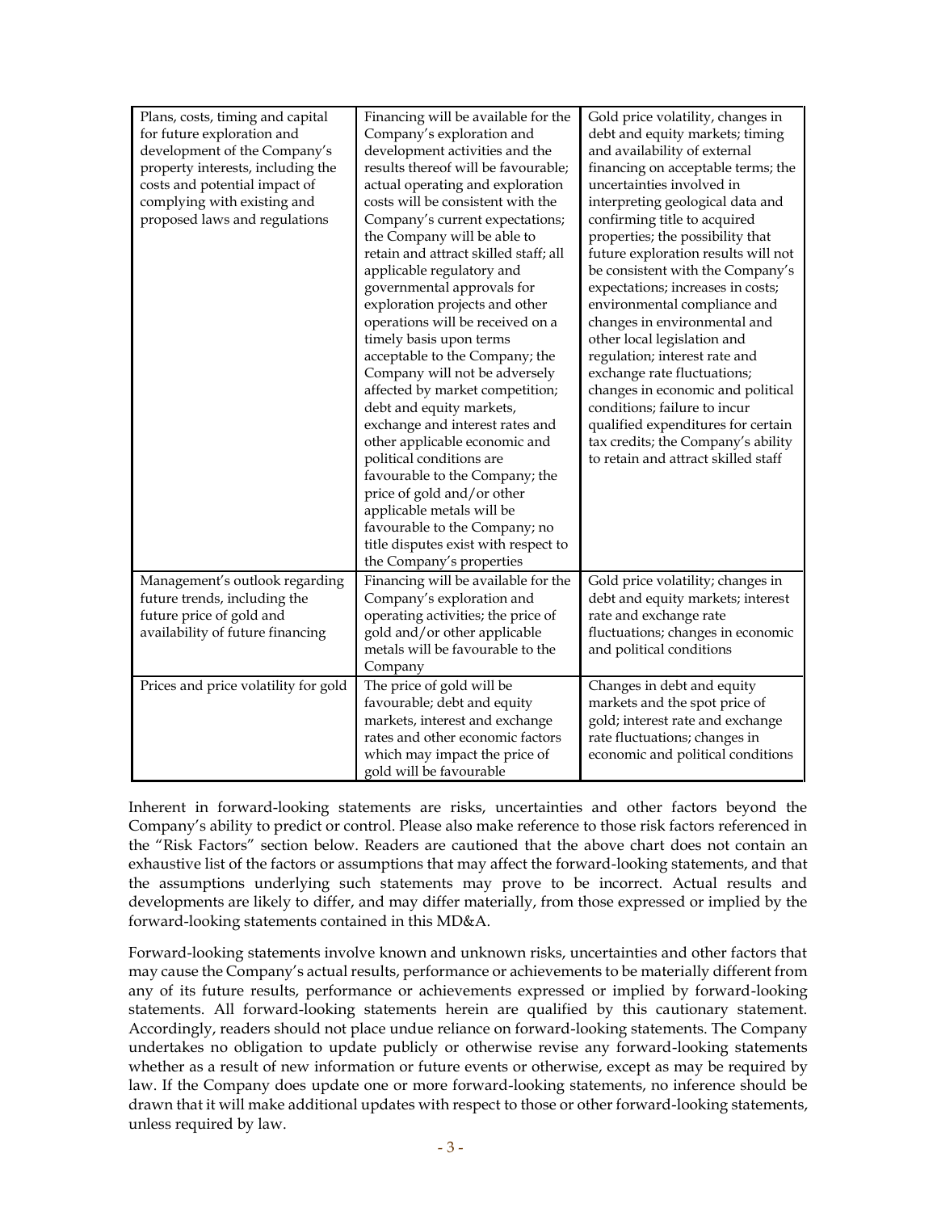| | | |
|---|---|---|
| Plans, costs, timing and capital for future exploration and development of the Company's property interests, including the costs and potential impact of complying with existing and proposed laws and regulations | Financing will be available for the Company's exploration and development activities and the results thereof will be favourable; actual operating and exploration costs will be consistent with the Company's current expectations; the Company will be able to retain and attract skilled staff; all applicable regulatory and governmental approvals for exploration projects and other operations will be received on a timely basis upon terms acceptable to the Company; the Company will not be adversely affected by market competition; debt and equity markets, exchange and interest rates and other applicable economic and political conditions are favourable to the Company; the price of gold and/or other applicable metals will be favourable to the Company; no title disputes exist with respect to the Company's properties | Gold price volatility, changes in debt and equity markets; timing and availability of external financing on acceptable terms; the uncertainties involved in interpreting geological data and confirming title to acquired properties; the possibility that future exploration results will not be consistent with the Company's expectations; increases in costs; environmental compliance and changes in environmental and other local legislation and regulation; interest rate and exchange rate fluctuations; changes in economic and political conditions; failure to incur qualified expenditures for certain tax credits; the Company's ability to retain and attract skilled staff |
| Management's outlook regarding future trends, including the future price of gold and availability of future financing | Financing will be available for the Company's exploration and operating activities; the price of gold and/or other applicable metals will be favourable to the Company | Gold price volatility; changes in debt and equity markets; interest rate and exchange rate fluctuations; changes in economic and political conditions |
| Prices and price volatility for gold | The price of gold will be favourable; debt and equity markets, interest and exchange rates and other economic factors which may impact the price of gold will be favourable | Changes in debt and equity markets and the spot price of gold; interest rate and exchange rate fluctuations; changes in economic and political conditions |

Inherent in forward-looking statements are risks, uncertainties and other factors beyond the Company's ability to predict or control. Please also make reference to those risk factors referenced in the "Risk Factors" section below. Readers are cautioned that the above chart does not contain an exhaustive list of the factors or assumptions that may affect the forward-looking statements, and that the assumptions underlying such statements may prove to be incorrect. Actual results and developments are likely to differ, and may differ materially, from those expressed or implied by the forward-looking statements contained in this MD&A.

Forward-looking statements involve known and unknown risks, uncertainties and other factors that may cause the Company's actual results, performance or achievements to be materially different from any of its future results, performance or achievements expressed or implied by forward-looking statements. All forward-looking statements herein are qualified by this cautionary statement. Accordingly, readers should not place undue reliance on forward-looking statements. The Company undertakes no obligation to update publicly or otherwise revise any forward-looking statements whether as a result of new information or future events or otherwise, except as may be required by law. If the Company does update one or more forward-looking statements, no inference should be drawn that it will make additional updates with respect to those or other forward-looking statements, unless required by law.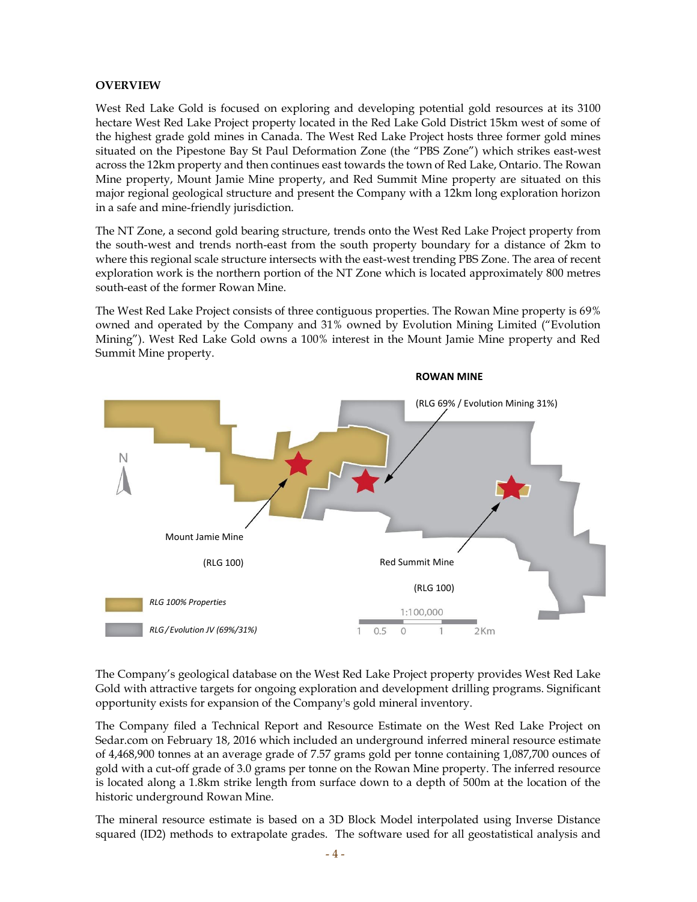**OVERVIEW**

West Red Lake Gold is focused on exploring and developing potential gold resources at its 3100 hectare West Red Lake Project property located in the Red Lake Gold District 15km west of some of the highest grade gold mines in Canada. The West Red Lake Project hosts three former gold mines situated on the Pipestone Bay St Paul Deformation Zone (the "PBS Zone") which strikes east-west across the 12km property and then continues east towards the town of Red Lake, Ontario. The Rowan Mine property, Mount Jamie Mine property, and Red Summit Mine property are situated on this major regional geological structure and present the Company with a 12km long exploration horizon in a safe and mine-friendly jurisdiction.

The NT Zone, a second gold bearing structure, trends onto the West Red Lake Project property from the south-west and trends north-east from the south property boundary for a distance of 2km to where this regional scale structure intersects with the east-west trending PBS Zone. The area of recent exploration work is the northern portion of the NT Zone which is located approximately 800 metres south-east of the former Rowan Mine.

The West Red Lake Project consists of three contiguous properties. The Rowan Mine property is 69% owned and operated by the Company and 31% owned by Evolution Mining Limited ("Evolution Mining"). West Red Lake Gold owns a 100% interest in the Mount Jamie Mine property and Red Summit Mine property.

ROWAN MINE

(RLG 69% / Evolution Mining 31%)

Mount Jamie Mine

(RLG 100)

Red Summit Mine

(RLG 100)

*RLG 100% Properties*

*RLG/Evolution JV (69%/31%)*

1:100,000

The Company's geological database on the West Red Lake Project property provides West Red Lake Gold with attractive targets for ongoing exploration and development drilling programs. Significant opportunity exists for expansion of the Company's gold mineral inventory.

The Company filed a Technical Report and Resource Estimate on the West Red Lake Project on Sedar.com on February 18, 2016 which included an underground inferred mineral resource estimate of 4,468,900 tonnes at an average grade of 7.57 grams gold per tonne containing 1,087,700 ounces of gold with a cut-off grade of 3.0 grams per tonne on the Rowan Mine property. The inferred resource is located along a 1.8km strike length from surface down to a depth of 500m at the location of the historic underground Rowan Mine.

The mineral resource estimate is based on a 3D Block Model interpolated using Inverse Distance squared (ID2) methods to extrapolate grades. The software used for all geostatistical analysis and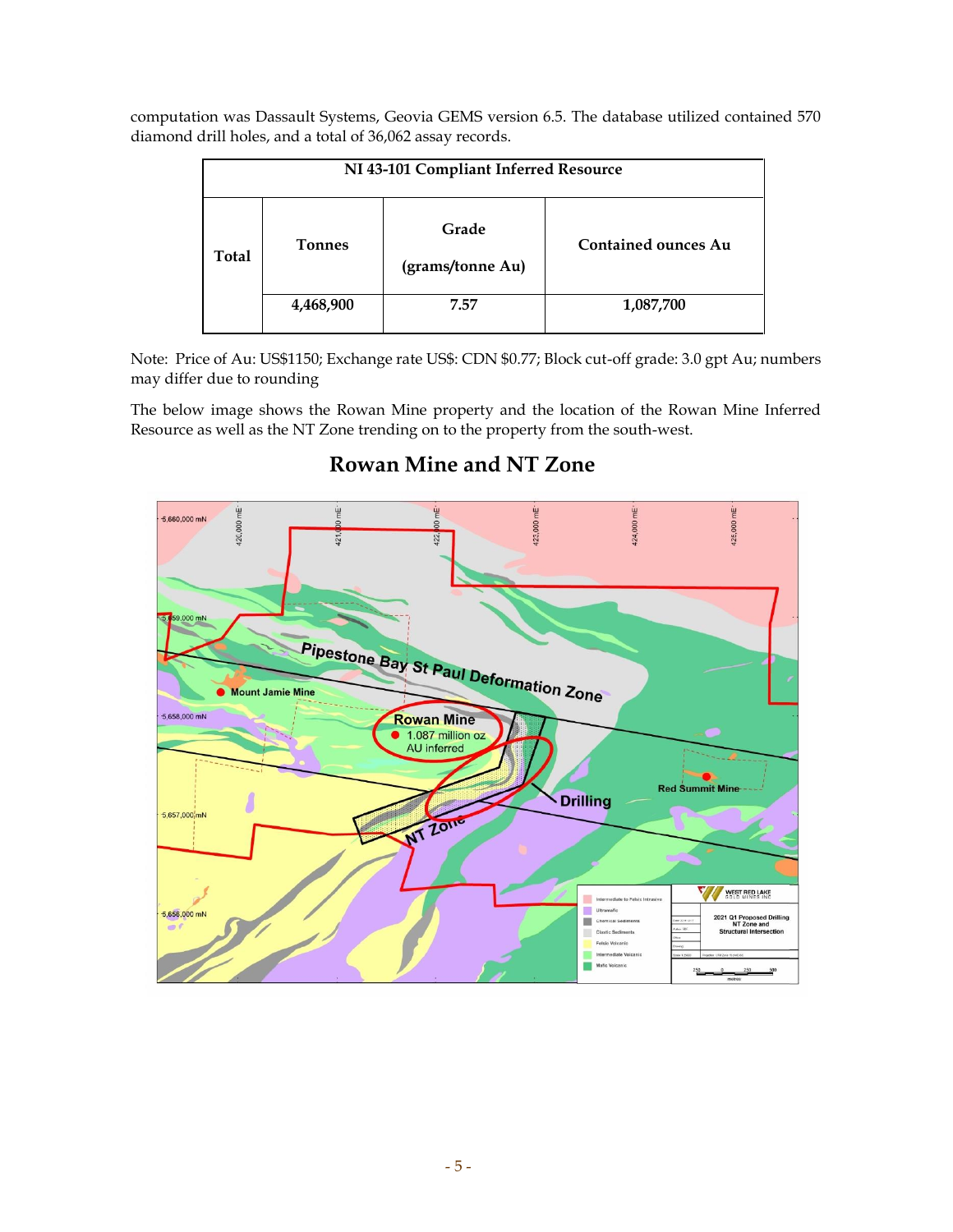computation was Dassault Systems, Geovia GEMS version 6.5. The database utilized contained 570 diamond drill holes, and a total of 36,062 assay records.

| NI 43-101 Compliant Inferred Resource | | | |
|---|---|---|---|
| Total | Tonnes | Grade (grams/tonne Au) | Contained ounces Au |
| | 4,468,900 | 7.57 | 1,087,700 |

Note: Price of Au: US$1150; Exchange rate US$: CDN $0.77; Block cut-off grade: 3.0 gpt Au; numbers may differ due to rounding

The below image shows the Rowan Mine property and the location of the Rowan Mine Inferred Resource as well as the NT Zone trending on to the property from the south-west.

## Rowan Mine and NT Zone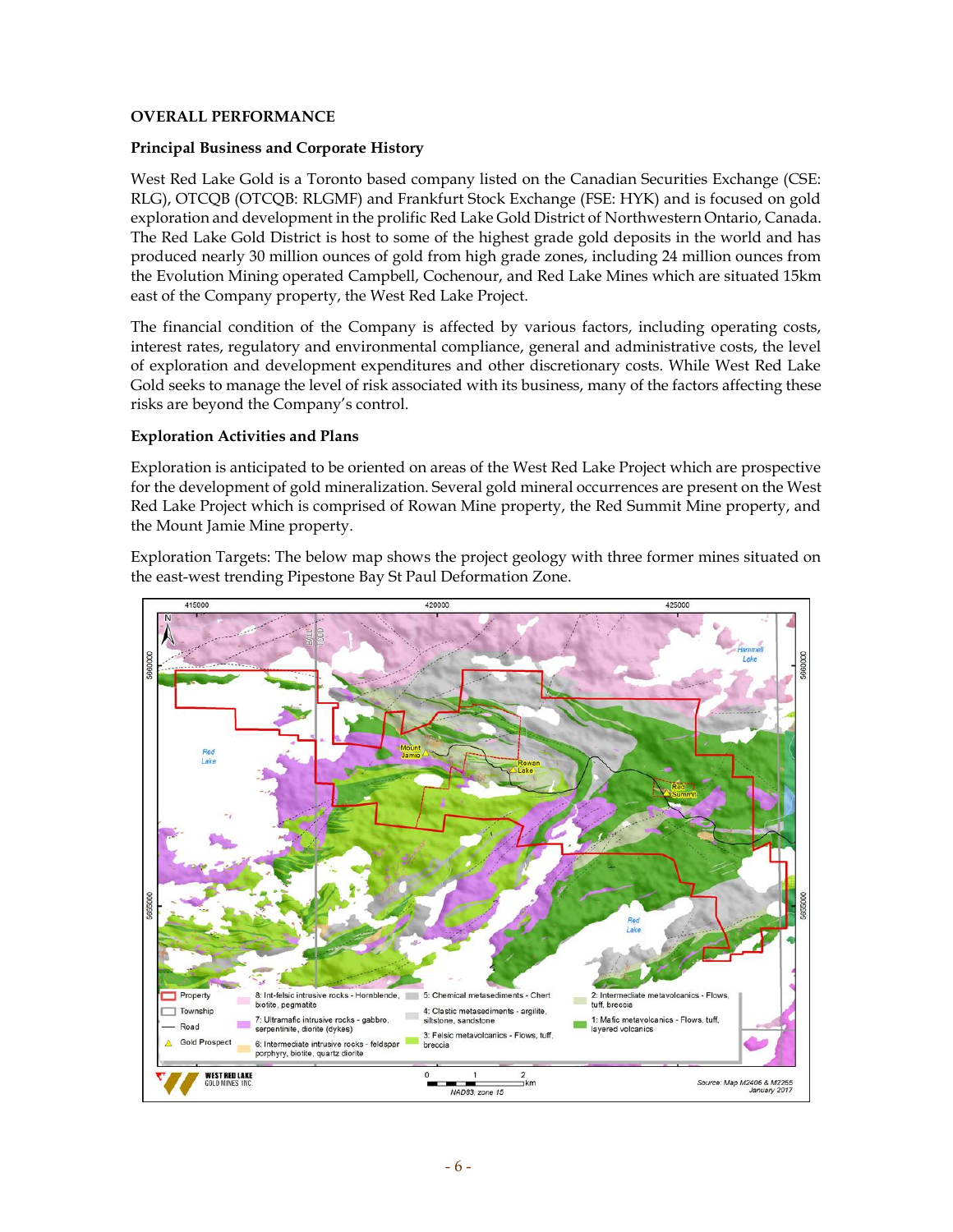## OVERALL PERFORMANCE

### Principal Business and Corporate History

West Red Lake Gold is a Toronto based company listed on the Canadian Securities Exchange (CSE: RLG), OTCQB (OTCQB: RLGMF) and Frankfurt Stock Exchange (FSE: HYK) and is focused on gold exploration and development in the prolific Red Lake Gold District of Northwestern Ontario, Canada. The Red Lake Gold District is host to some of the highest grade gold deposits in the world and has produced nearly 30 million ounces of gold from high grade zones, including 24 million ounces from the Evolution Mining operated Campbell, Cochenour, and Red Lake Mines which are situated 15km east of the Company property, the West Red Lake Project.

The financial condition of the Company is affected by various factors, including operating costs, interest rates, regulatory and environmental compliance, general and administrative costs, the level of exploration and development expenditures and other discretionary costs. While West Red Lake Gold seeks to manage the level of risk associated with its business, many of the factors affecting these risks are beyond the Company's control.

### Exploration Activities and Plans

Exploration is anticipated to be oriented on areas of the West Red Lake Project which are prospective for the development of gold mineralization. Several gold mineral occurrences are present on the West Red Lake Project which is comprised of Rowan Mine property, the Red Summit Mine property, and the Mount Jamie Mine property.

Exploration Targets: The below map shows the project geology with three former mines situated on the east-west trending Pipestone Bay St Paul Deformation Zone.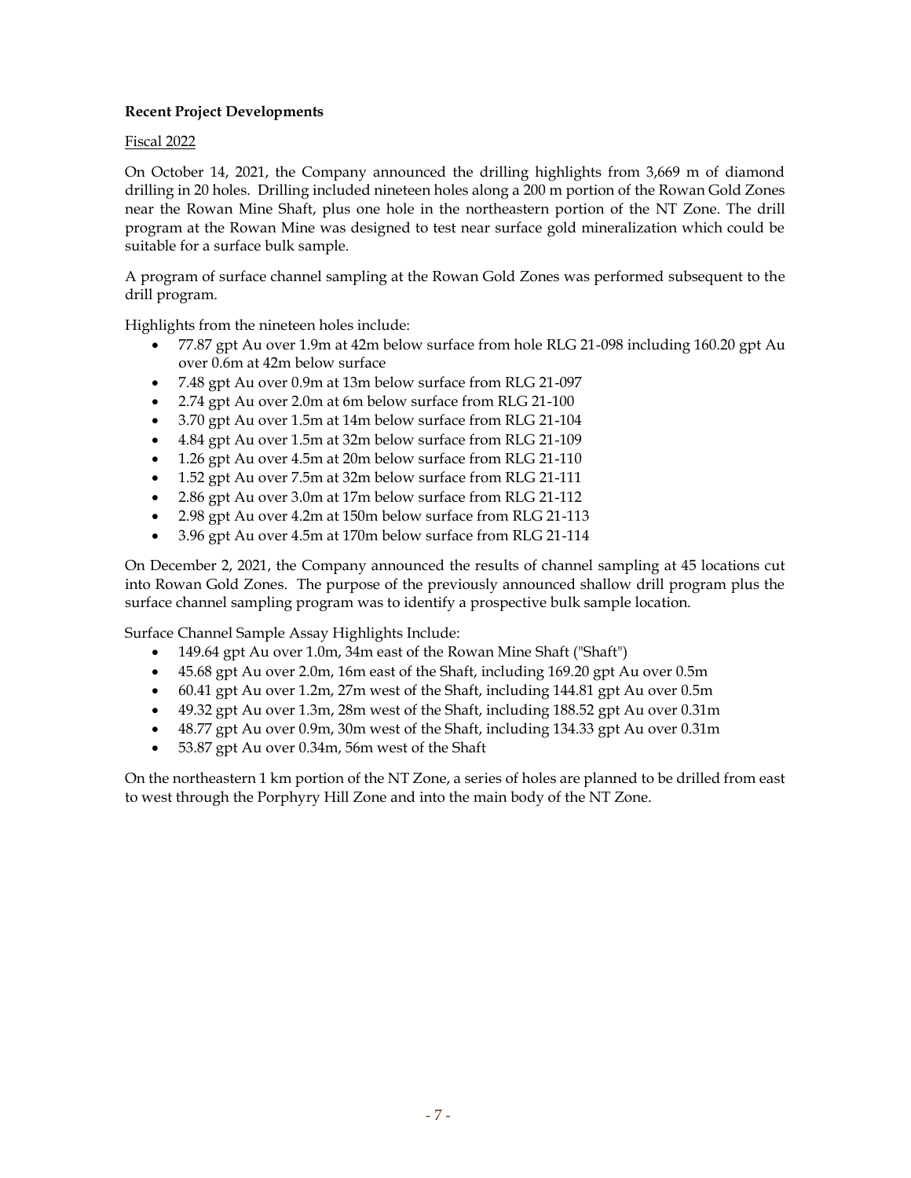**Recent Project Developments**

Fiscal 2022

On October 14, 2021, the Company announced the drilling highlights from 3,669 m of diamond drilling in 20 holes. Drilling included nineteen holes along a 200 m portion of the Rowan Gold Zones near the Rowan Mine Shaft, plus one hole in the northeastern portion of the NT Zone. The drill program at the Rowan Mine was designed to test near surface gold mineralization which could be suitable for a surface bulk sample.

A program of surface channel sampling at the Rowan Gold Zones was performed subsequent to the drill program.

Highlights from the nineteen holes include:

- 77.87 gpt Au over 1.9m at 42m below surface from hole RLG 21-098 including 160.20 gpt Au over 0.6m at 42m below surface
- 7.48 gpt Au over 0.9m at 13m below surface from RLG 21-097
- 2.74 gpt Au over 2.0m at 6m below surface from RLG 21-100
- 3.70 gpt Au over 1.5m at 14m below surface from RLG 21-104
- 4.84 gpt Au over 1.5m at 32m below surface from RLG 21-109
- 1.26 gpt Au over 4.5m at 20m below surface from RLG 21-110
- 1.52 gpt Au over 7.5m at 32m below surface from RLG 21-111
- 2.86 gpt Au over 3.0m at 17m below surface from RLG 21-112
- 2.98 gpt Au over 4.2m at 150m below surface from RLG 21-113
- 3.96 gpt Au over 4.5m at 170m below surface from RLG 21-114

On December 2, 2021, the Company announced the results of channel sampling at 45 locations cut into Rowan Gold Zones. The purpose of the previously announced shallow drill program plus the surface channel sampling program was to identify a prospective bulk sample location.

Surface Channel Sample Assay Highlights Include:

- 149.64 gpt Au over 1.0m, 34m east of the Rowan Mine Shaft ("Shaft")
- 45.68 gpt Au over 2.0m, 16m east of the Shaft, including 169.20 gpt Au over 0.5m
- 60.41 gpt Au over 1.2m, 27m west of the Shaft, including 144.81 gpt Au over 0.5m
- 49.32 gpt Au over 1.3m, 28m west of the Shaft, including 188.52 gpt Au over 0.31m
- 48.77 gpt Au over 0.9m, 30m west of the Shaft, including 134.33 gpt Au over 0.31m
- 53.87 gpt Au over 0.34m, 56m west of the Shaft

On the northeastern 1 km portion of the NT Zone, a series of holes are planned to be drilled from east to west through the Porphyry Hill Zone and into the main body of the NT Zone.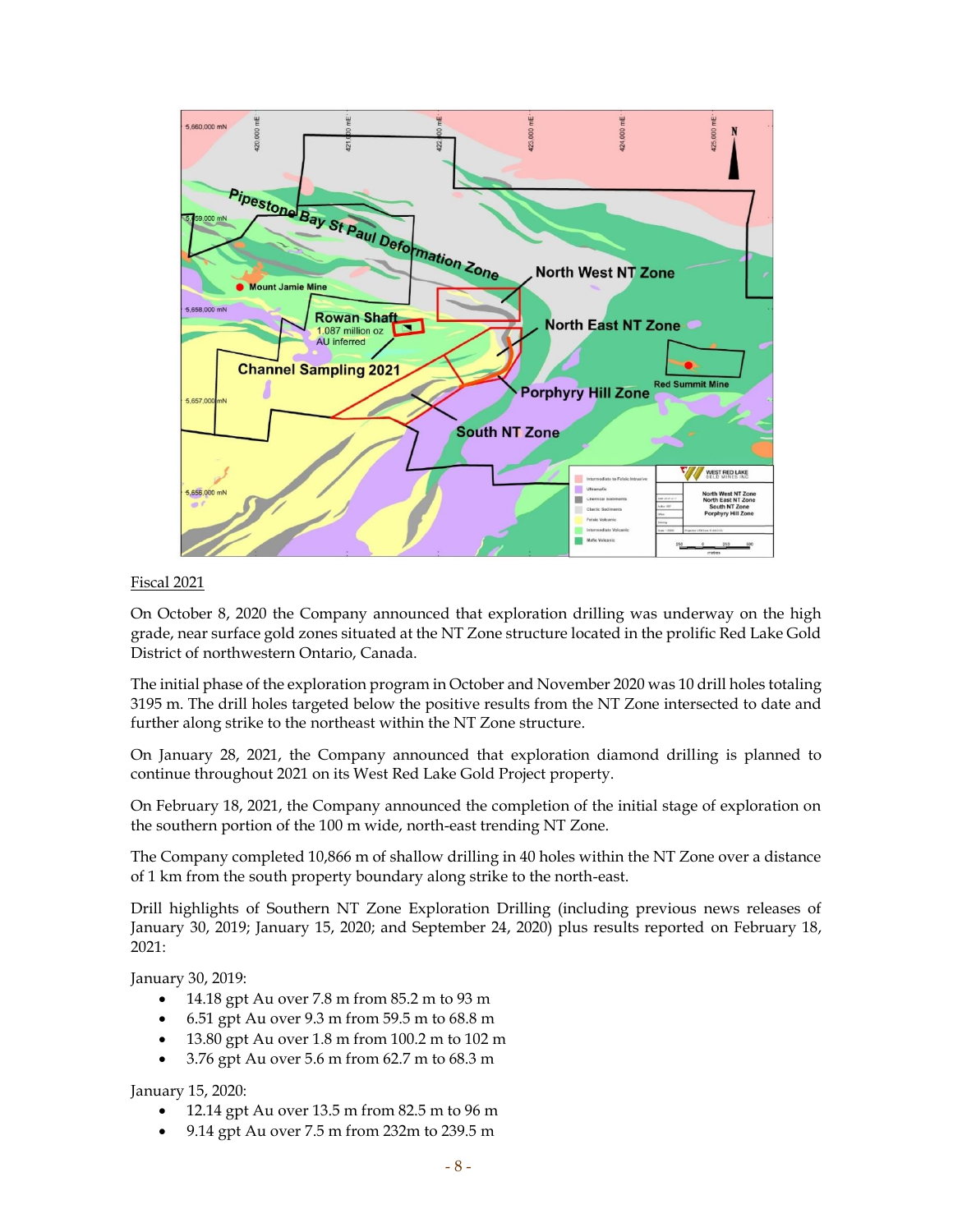Fiscal 2021

On October 8, 2020 the Company announced that exploration drilling was underway on the high grade, near surface gold zones situated at the NT Zone structure located in the prolific Red Lake Gold District of northwestern Ontario, Canada.

The initial phase of the exploration program in October and November 2020 was 10 drill holes totaling 3195 m. The drill holes targeted below the positive results from the NT Zone intersected to date and further along strike to the northeast within the NT Zone structure.

On January 28, 2021, the Company announced that exploration diamond drilling is planned to continue throughout 2021 on its West Red Lake Gold Project property.

On February 18, 2021, the Company announced the completion of the initial stage of exploration on the southern portion of the 100 m wide, north-east trending NT Zone.

The Company completed 10,866 m of shallow drilling in 40 holes within the NT Zone over a distance of 1 km from the south property boundary along strike to the north-east.

Drill highlights of Southern NT Zone Exploration Drilling (including previous news releases of January 30, 2019; January 15, 2020; and September 24, 2020) plus results reported on February 18, 2021:

January 30, 2019:

- 14.18 gpt Au over 7.8 m from 85.2 m to 93 m
- 6.51 gpt Au over 9.3 m from 59.5 m to 68.8 m
- 13.80 gpt Au over 1.8 m from 100.2 m to 102 m
- 3.76 gpt Au over 5.6 m from 62.7 m to 68.3 m

January 15, 2020:

- 12.14 gpt Au over 13.5 m from 82.5 m to 96 m
- 9.14 gpt Au over 7.5 m from 232m to 239.5 m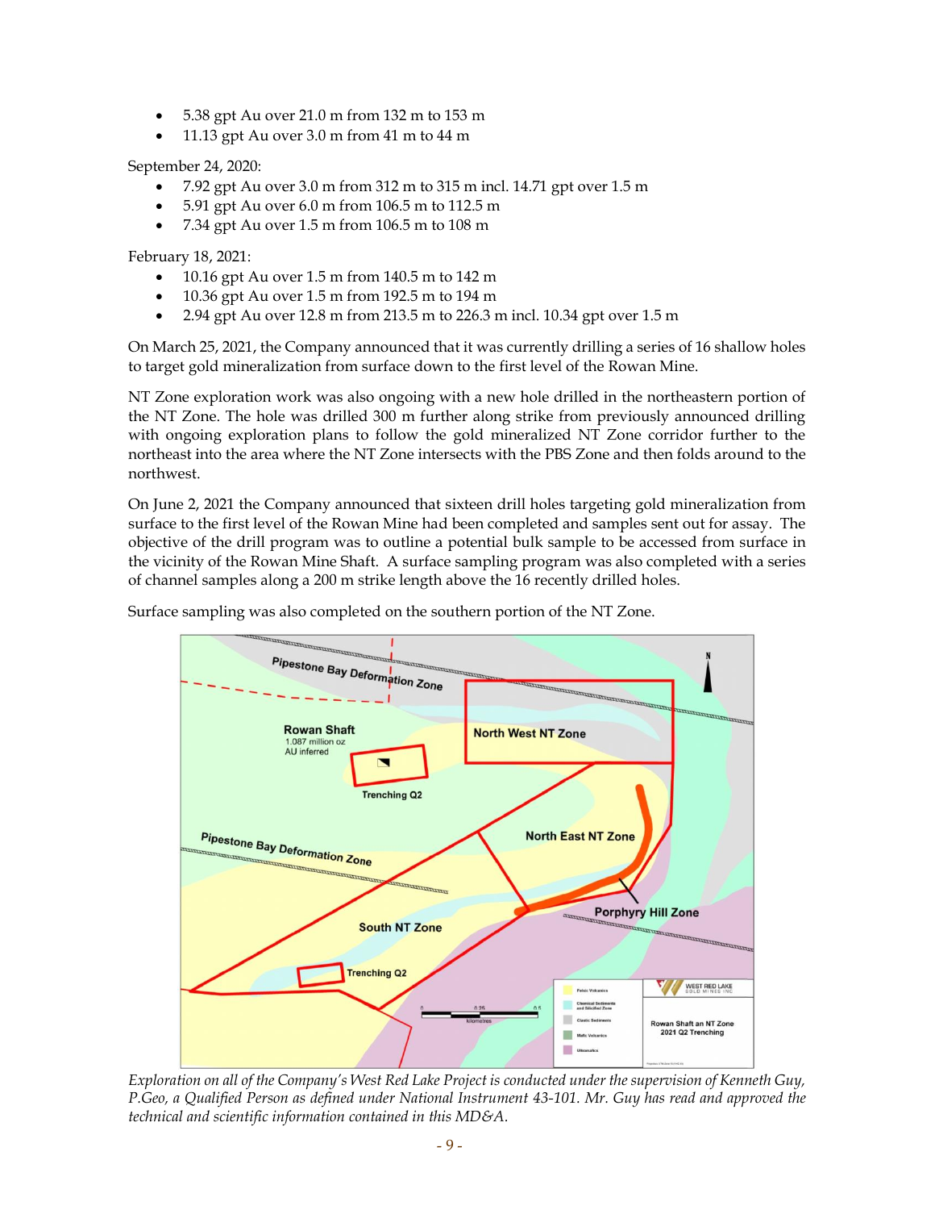- 5.38 gpt Au over 21.0 m from 132 m to 153 m
- 11.13 gpt Au over 3.0 m from 41 m to 44 m

September 24, 2020:

- 7.92 gpt Au over 3.0 m from 312 m to 315 m incl. 14.71 gpt over 1.5 m
- 5.91 gpt Au over 6.0 m from 106.5 m to 112.5 m
- 7.34 gpt Au over 1.5 m from 106.5 m to 108 m

February 18, 2021:

- 10.16 gpt Au over 1.5 m from 140.5 m to 142 m
- 10.36 gpt Au over 1.5 m from 192.5 m to 194 m
- 2.94 gpt Au over 12.8 m from 213.5 m to 226.3 m incl. 10.34 gpt over 1.5 m

On March 25, 2021, the Company announced that it was currently drilling a series of 16 shallow holes to target gold mineralization from surface down to the first level of the Rowan Mine.

NT Zone exploration work was also ongoing with a new hole drilled in the northeastern portion of the NT Zone. The hole was drilled 300 m further along strike from previously announced drilling with ongoing exploration plans to follow the gold mineralized NT Zone corridor further to the northeast into the area where the NT Zone intersects with the PBS Zone and then folds around to the northwest.

On June 2, 2021 the Company announced that sixteen drill holes targeting gold mineralization from surface to the first level of the Rowan Mine had been completed and samples sent out for assay. The objective of the drill program was to outline a potential bulk sample to be accessed from surface in the vicinity of the Rowan Mine Shaft. A surface sampling program was also completed with a series of channel samples along a 200 m strike length above the 16 recently drilled holes.

Surface sampling was also completed on the southern portion of the NT Zone.

*Exploration on all of the Company's West Red Lake Project is conducted under the supervision of Kenneth Guy, P.Geo, a Qualified Person as defined under National Instrument 43-101. Mr. Guy has read and approved the technical and scientific information contained in this MD&A.*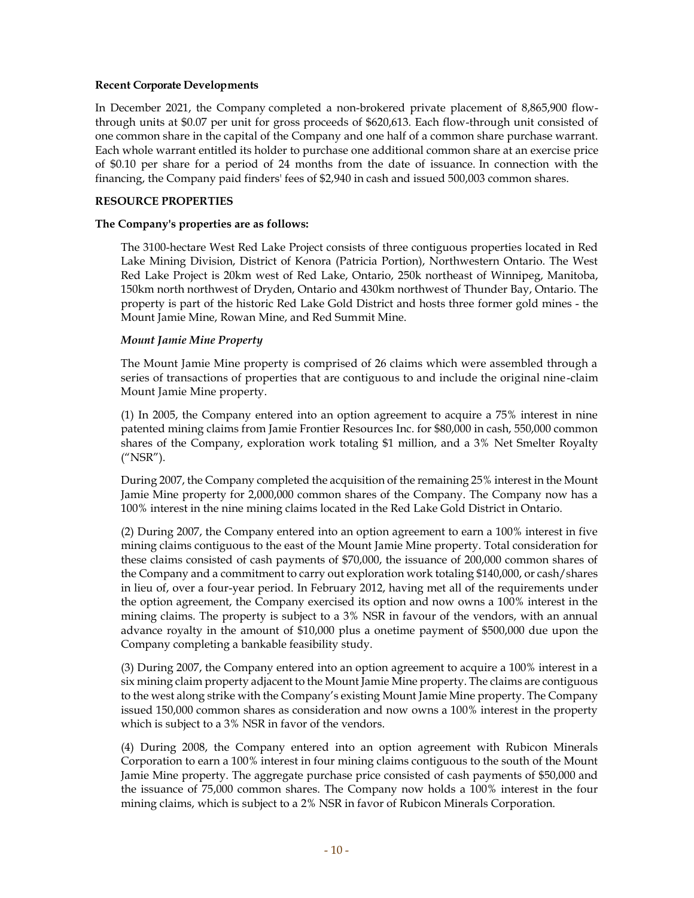**Recent Corporate Developments**

In December 2021, the Company completed a non-brokered private placement of 8,865,900 flow-through units at $0.07 per unit for gross proceeds of $620,613. Each flow-through unit consisted of one common share in the capital of the Company and one half of a common share purchase warrant. Each whole warrant entitled its holder to purchase one additional common share at an exercise price of $0.10 per share for a period of 24 months from the date of issuance. In connection with the financing, the Company paid finders' fees of $2,940 in cash and issued 500,003 common shares.

**RESOURCE PROPERTIES**

**The Company's properties are as follows:**

The 3100-hectare West Red Lake Project consists of three contiguous properties located in Red Lake Mining Division, District of Kenora (Patricia Portion), Northwestern Ontario. The West Red Lake Project is 20km west of Red Lake, Ontario, 250k northeast of Winnipeg, Manitoba, 150km north northwest of Dryden, Ontario and 430km northwest of Thunder Bay, Ontario. The property is part of the historic Red Lake Gold District and hosts three former gold mines - the Mount Jamie Mine, Rowan Mine, and Red Summit Mine.

***Mount Jamie Mine Property***

The Mount Jamie Mine property is comprised of 26 claims which were assembled through a series of transactions of properties that are contiguous to and include the original nine-claim Mount Jamie Mine property.

(1) In 2005, the Company entered into an option agreement to acquire a 75% interest in nine patented mining claims from Jamie Frontier Resources Inc. for $80,000 in cash, 550,000 common shares of the Company, exploration work totaling $1 million, and a 3% Net Smelter Royalty ("NSR").

During 2007, the Company completed the acquisition of the remaining 25% interest in the Mount Jamie Mine property for 2,000,000 common shares of the Company. The Company now has a 100% interest in the nine mining claims located in the Red Lake Gold District in Ontario.

(2) During 2007, the Company entered into an option agreement to earn a 100% interest in five mining claims contiguous to the east of the Mount Jamie Mine property. Total consideration for these claims consisted of cash payments of $70,000, the issuance of 200,000 common shares of the Company and a commitment to carry out exploration work totaling $140,000, or cash/shares in lieu of, over a four-year period. In February 2012, having met all of the requirements under the option agreement, the Company exercised its option and now owns a 100% interest in the mining claims. The property is subject to a 3% NSR in favour of the vendors, with an annual advance royalty in the amount of $10,000 plus a onetime payment of $500,000 due upon the Company completing a bankable feasibility study.

(3) During 2007, the Company entered into an option agreement to acquire a 100% interest in a six mining claim property adjacent to the Mount Jamie Mine property. The claims are contiguous to the west along strike with the Company's existing Mount Jamie Mine property. The Company issued 150,000 common shares as consideration and now owns a 100% interest in the property which is subject to a 3% NSR in favor of the vendors.

(4) During 2008, the Company entered into an option agreement with Rubicon Minerals Corporation to earn a 100% interest in four mining claims contiguous to the south of the Mount Jamie Mine property. The aggregate purchase price consisted of cash payments of $50,000 and the issuance of 75,000 common shares. The Company now holds a 100% interest in the four mining claims, which is subject to a 2% NSR in favor of Rubicon Minerals Corporation.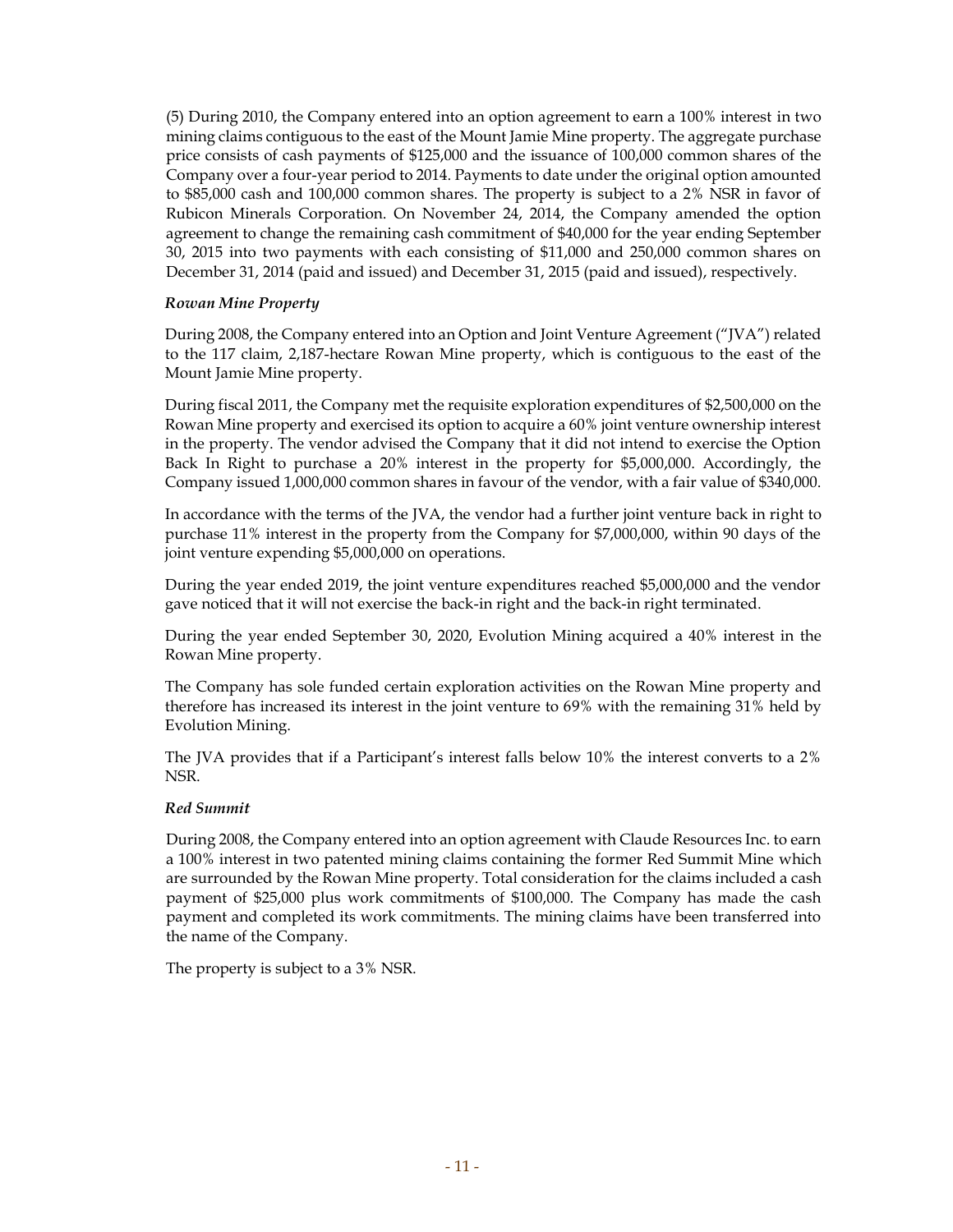(5) During 2010, the Company entered into an option agreement to earn a 100% interest in two mining claims contiguous to the east of the Mount Jamie Mine property. The aggregate purchase price consists of cash payments of $125,000 and the issuance of 100,000 common shares of the Company over a four-year period to 2014. Payments to date under the original option amounted to $85,000 cash and 100,000 common shares. The property is subject to a 2% NSR in favor of Rubicon Minerals Corporation. On November 24, 2014, the Company amended the option agreement to change the remaining cash commitment of $40,000 for the year ending September 30, 2015 into two payments with each consisting of $11,000 and 250,000 common shares on December 31, 2014 (paid and issued) and December 31, 2015 (paid and issued), respectively.

***Rowan Mine Property***

During 2008, the Company entered into an Option and Joint Venture Agreement ("JVA") related to the 117 claim, 2,187-hectare Rowan Mine property, which is contiguous to the east of the Mount Jamie Mine property.

During fiscal 2011, the Company met the requisite exploration expenditures of $2,500,000 on the Rowan Mine property and exercised its option to acquire a 60% joint venture ownership interest in the property. The vendor advised the Company that it did not intend to exercise the Option Back In Right to purchase a 20% interest in the property for $5,000,000. Accordingly, the Company issued 1,000,000 common shares in favour of the vendor, with a fair value of $340,000.

In accordance with the terms of the JVA, the vendor had a further joint venture back in right to purchase 11% interest in the property from the Company for $7,000,000, within 90 days of the joint venture expending $5,000,000 on operations.

During the year ended 2019, the joint venture expenditures reached $5,000,000 and the vendor gave noticed that it will not exercise the back-in right and the back-in right terminated.

During the year ended September 30, 2020, Evolution Mining acquired a 40% interest in the Rowan Mine property.

The Company has sole funded certain exploration activities on the Rowan Mine property and therefore has increased its interest in the joint venture to 69% with the remaining 31% held by Evolution Mining.

The JVA provides that if a Participant's interest falls below 10% the interest converts to a 2% NSR.

***Red Summit***

During 2008, the Company entered into an option agreement with Claude Resources Inc. to earn a 100% interest in two patented mining claims containing the former Red Summit Mine which are surrounded by the Rowan Mine property. Total consideration for the claims included a cash payment of $25,000 plus work commitments of $100,000. The Company has made the cash payment and completed its work commitments. The mining claims have been transferred into the name of the Company.

The property is subject to a 3% NSR.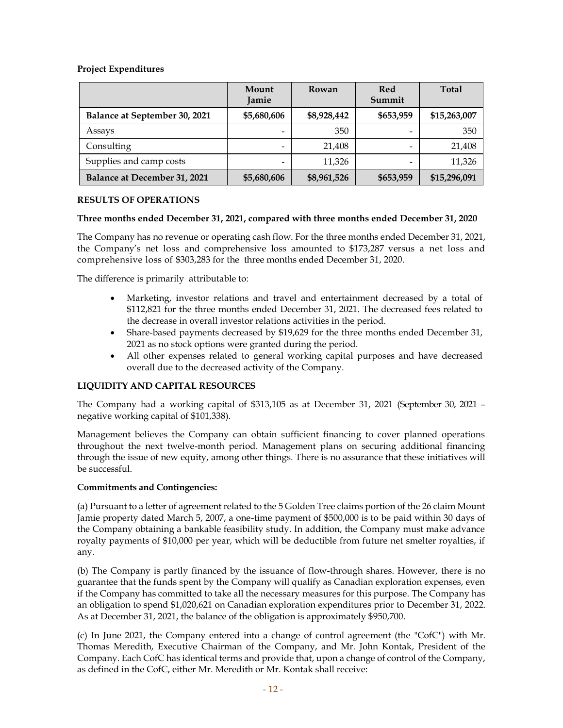**Project Expenditures**

| | Mount Jamie | Rowan | Red Summit | Total |
|---|---|---|---|---|
| **Balance at September 30, 2021** | **$5,680,606** | **$8,928,442** | **$653,959** | **$15,263,007** |
| Assays | - | 350 | - | 350 |
| Consulting | - | 21,408 | - | 21,408 |
| Supplies and camp costs | - | 11,326 | - | 11,326 |
| **Balance at December 31, 2021** | **$5,680,606** | **$8,961,526** | **$653,959** | **$15,296,091** |

## RESULTS OF OPERATIONS

**Three months ended December 31, 2021, compared with three months ended December 31, 2020**

The Company has no revenue or operating cash flow. For the three months ended December 31, 2021, the Company's net loss and comprehensive loss amounted to $173,287 versus a net loss and comprehensive loss of $303,283 for the three months ended December 31, 2020.

The difference is primarily attributable to:

- Marketing, investor relations and travel and entertainment decreased by a total of $112,821 for the three months ended December 31, 2021. The decreased fees related to the decrease in overall investor relations activities in the period.
- Share-based payments decreased by $19,629 for the three months ended December 31, 2021 as no stock options were granted during the period.
- All other expenses related to general working capital purposes and have decreased overall due to the decreased activity of the Company.

## LIQUIDITY AND CAPITAL RESOURCES

The Company had a working capital of $313,105 as at December 31, 2021 (September 30, 2021 – negative working capital of $101,338).

Management believes the Company can obtain sufficient financing to cover planned operations throughout the next twelve-month period. Management plans on securing additional financing through the issue of new equity, among other things. There is no assurance that these initiatives will be successful.

**Commitments and Contingencies:**

(a) Pursuant to a letter of agreement related to the 5 Golden Tree claims portion of the 26 claim Mount Jamie property dated March 5, 2007, a one-time payment of $500,000 is to be paid within 30 days of the Company obtaining a bankable feasibility study. In addition, the Company must make advance royalty payments of $10,000 per year, which will be deductible from future net smelter royalties, if any.

(b) The Company is partly financed by the issuance of flow-through shares. However, there is no guarantee that the funds spent by the Company will qualify as Canadian exploration expenses, even if the Company has committed to take all the necessary measures for this purpose. The Company has an obligation to spend $1,020,621 on Canadian exploration expenditures prior to December 31, 2022. As at December 31, 2021, the balance of the obligation is approximately $950,700.

(c) In June 2021, the Company entered into a change of control agreement (the "CofC") with Mr. Thomas Meredith, Executive Chairman of the Company, and Mr. John Kontak, President of the Company. Each CofC has identical terms and provide that, upon a change of control of the Company, as defined in the CofC, either Mr. Meredith or Mr. Kontak shall receive: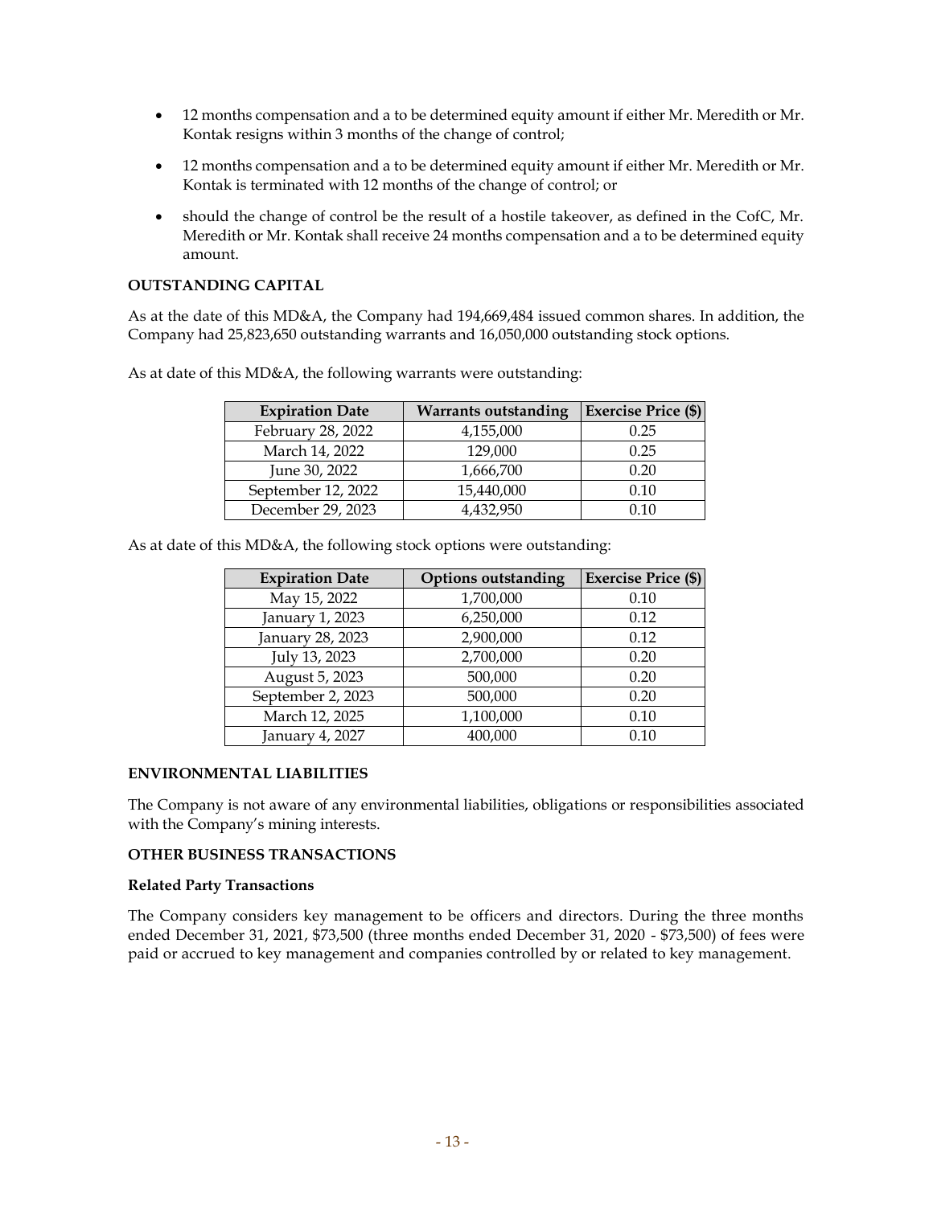- 12 months compensation and a to be determined equity amount if either Mr. Meredith or Mr. Kontak resigns within 3 months of the change of control;
- 12 months compensation and a to be determined equity amount if either Mr. Meredith or Mr. Kontak is terminated with 12 months of the change of control; or
- should the change of control be the result of a hostile takeover, as defined in the CofC, Mr. Meredith or Mr. Kontak shall receive 24 months compensation and a to be determined equity amount.

**OUTSTANDING CAPITAL**

As at the date of this MD&A, the Company had 194,669,484 issued common shares. In addition, the Company had 25,823,650 outstanding warrants and 16,050,000 outstanding stock options.

As at date of this MD&A, the following warrants were outstanding:

| Expiration Date | Warrants outstanding | Exercise Price ($) |
|---|---|---|
| February 28, 2022 | 4,155,000 | 0.25 |
| March 14, 2022 | 129,000 | 0.25 |
| June 30, 2022 | 1,666,700 | 0.20 |
| September 12, 2022 | 15,440,000 | 0.10 |
| December 29, 2023 | 4,432,950 | 0.10 |

As at date of this MD&A, the following stock options were outstanding:

| Expiration Date | Options outstanding | Exercise Price ($) |
|---|---|---|
| May 15, 2022 | 1,700,000 | 0.10 |
| January 1, 2023 | 6,250,000 | 0.12 |
| January 28, 2023 | 2,900,000 | 0.12 |
| July 13, 2023 | 2,700,000 | 0.20 |
| August 5, 2023 | 500,000 | 0.20 |
| September 2, 2023 | 500,000 | 0.20 |
| March 12, 2025 | 1,100,000 | 0.10 |
| January 4, 2027 | 400,000 | 0.10 |

**ENVIRONMENTAL LIABILITIES**

The Company is not aware of any environmental liabilities, obligations or responsibilities associated with the Company's mining interests.

**OTHER BUSINESS TRANSACTIONS**

**Related Party Transactions**

The Company considers key management to be officers and directors. During the three months ended December 31, 2021, $73,500 (three months ended December 31, 2020 - $73,500) of fees were paid or accrued to key management and companies controlled by or related to key management.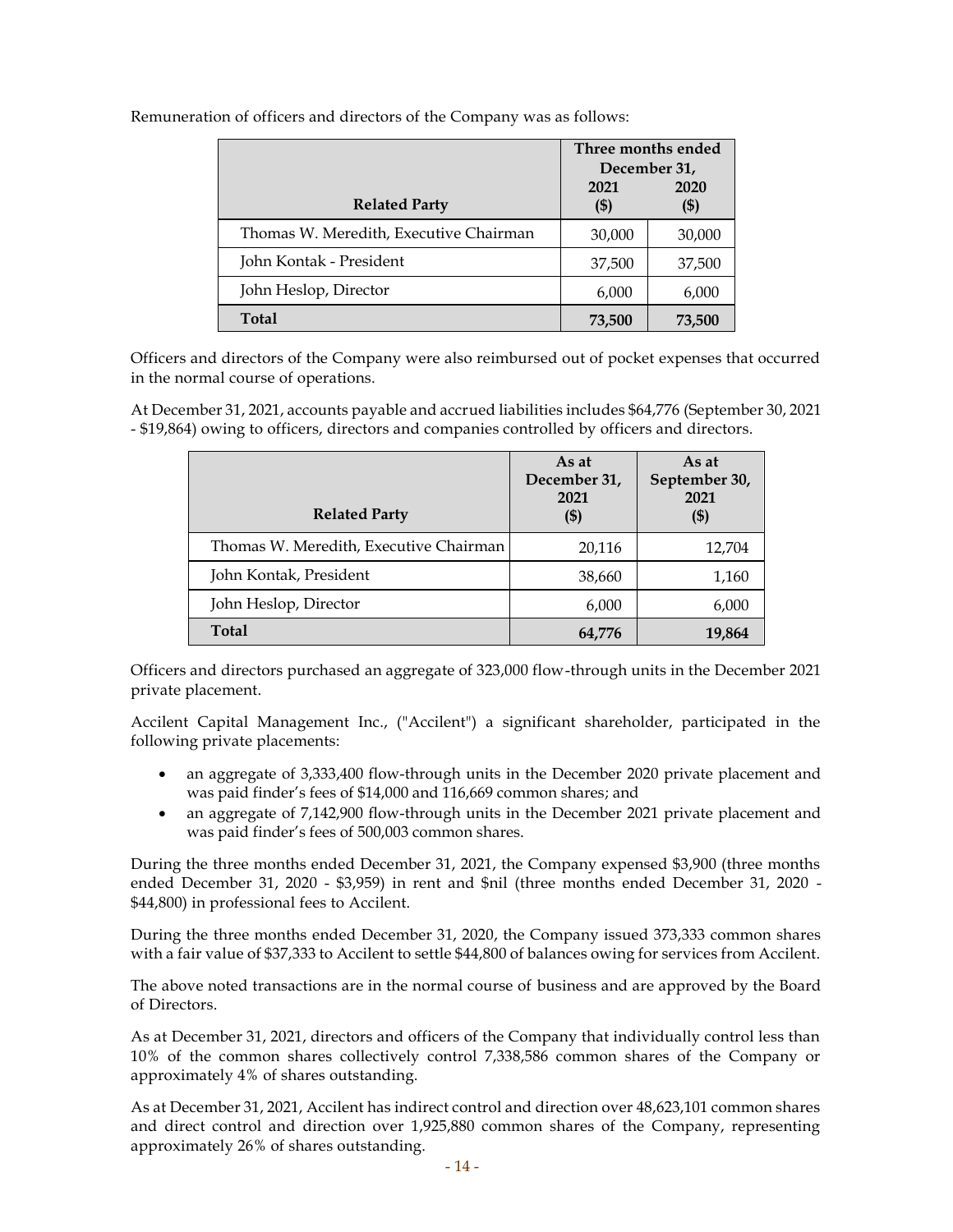Remuneration of officers and directors of the Company was as follows:

| Related Party | Three months ended December 31, 2021 ($) | Three months ended December 31, 2020 ($) |
|---|---|---|
| Thomas W. Meredith, Executive Chairman | 30,000 | 30,000 |
| John Kontak - President | 37,500 | 37,500 |
| John Heslop, Director | 6,000 | 6,000 |
| **Total** | **73,500** | **73,500** |

Officers and directors of the Company were also reimbursed out of pocket expenses that occurred in the normal course of operations.

At December 31, 2021, accounts payable and accrued liabilities includes $64,776 (September 30, 2021 - $19,864) owing to officers, directors and companies controlled by officers and directors.

| Related Party | As at December 31, 2021 ($) | As at September 30, 2021 ($) |
|---|---|---|
| Thomas W. Meredith, Executive Chairman | 20,116 | 12,704 |
| John Kontak, President | 38,660 | 1,160 |
| John Heslop, Director | 6,000 | 6,000 |
| **Total** | **64,776** | **19,864** |

Officers and directors purchased an aggregate of 323,000 flow-through units in the December 2021 private placement.

Accilent Capital Management Inc., ("Accilent") a significant shareholder, participated in the following private placements:

- an aggregate of 3,333,400 flow-through units in the December 2020 private placement and was paid finder's fees of $14,000 and 116,669 common shares; and
- an aggregate of 7,142,900 flow-through units in the December 2021 private placement and was paid finder's fees of 500,003 common shares.

During the three months ended December 31, 2021, the Company expensed $3,900 (three months ended December 31, 2020 - $3,959) in rent and $nil (three months ended December 31, 2020 - $44,800) in professional fees to Accilent.

During the three months ended December 31, 2020, the Company issued 373,333 common shares with a fair value of $37,333 to Accilent to settle $44,800 of balances owing for services from Accilent.

The above noted transactions are in the normal course of business and are approved by the Board of Directors.

As at December 31, 2021, directors and officers of the Company that individually control less than 10% of the common shares collectively control 7,338,586 common shares of the Company or approximately 4% of shares outstanding.

As at December 31, 2021, Accilent has indirect control and direction over 48,623,101 common shares and direct control and direction over 1,925,880 common shares of the Company, representing approximately 26% of shares outstanding.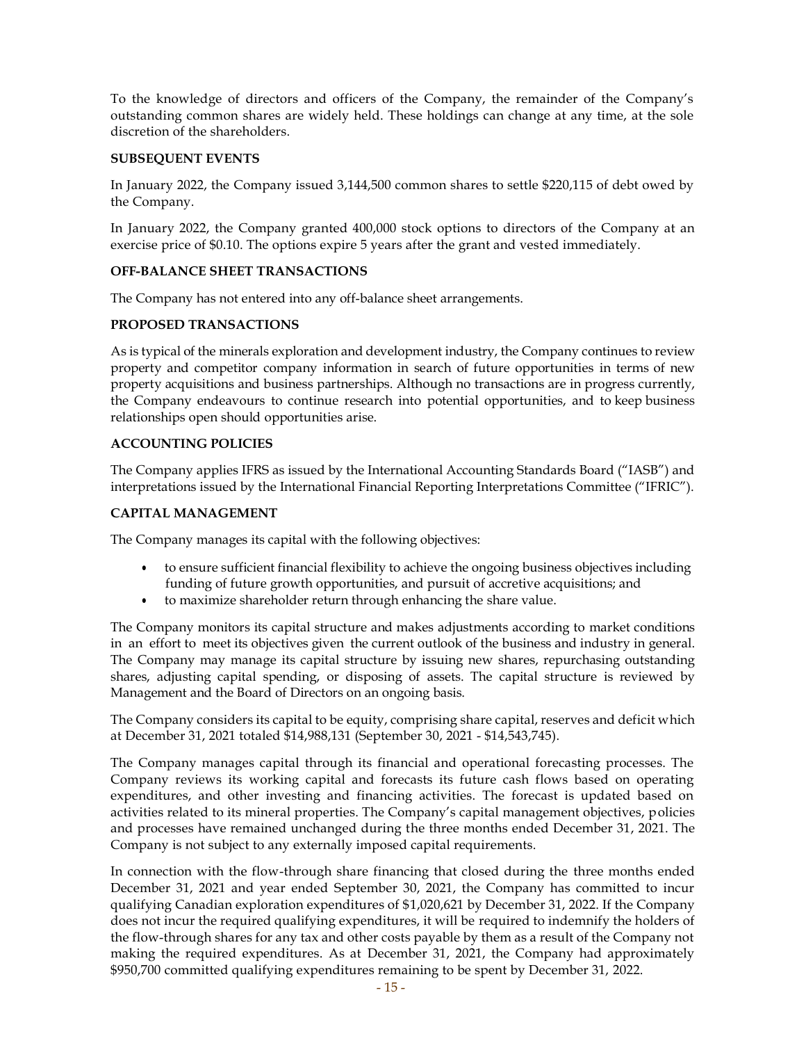To the knowledge of directors and officers of the Company, the remainder of the Company's outstanding common shares are widely held. These holdings can change at any time, at the sole discretion of the shareholders.

**SUBSEQUENT EVENTS**

In January 2022, the Company issued 3,144,500 common shares to settle $220,115 of debt owed by the Company.

In January 2022, the Company granted 400,000 stock options to directors of the Company at an exercise price of $0.10. The options expire 5 years after the grant and vested immediately.

**OFF-BALANCE SHEET TRANSACTIONS**

The Company has not entered into any off-balance sheet arrangements.

**PROPOSED TRANSACTIONS**

As is typical of the minerals exploration and development industry, the Company continues to review property and competitor company information in search of future opportunities in terms of new property acquisitions and business partnerships. Although no transactions are in progress currently, the Company endeavours to continue research into potential opportunities, and to keep business relationships open should opportunities arise.

**ACCOUNTING POLICIES**

The Company applies IFRS as issued by the International Accounting Standards Board ("IASB") and interpretations issued by the International Financial Reporting Interpretations Committee ("IFRIC").

**CAPITAL MANAGEMENT**

The Company manages its capital with the following objectives:

- to ensure sufficient financial flexibility to achieve the ongoing business objectives including funding of future growth opportunities, and pursuit of accretive acquisitions; and
- to maximize shareholder return through enhancing the share value.

The Company monitors its capital structure and makes adjustments according to market conditions in an effort to meet its objectives given the current outlook of the business and industry in general. The Company may manage its capital structure by issuing new shares, repurchasing outstanding shares, adjusting capital spending, or disposing of assets. The capital structure is reviewed by Management and the Board of Directors on an ongoing basis.

The Company considers its capital to be equity, comprising share capital, reserves and deficit which at December 31, 2021 totaled $14,988,131 (September 30, 2021 - $14,543,745).

The Company manages capital through its financial and operational forecasting processes. The Company reviews its working capital and forecasts its future cash flows based on operating expenditures, and other investing and financing activities. The forecast is updated based on activities related to its mineral properties. The Company's capital management objectives, policies and processes have remained unchanged during the three months ended December 31, 2021. The Company is not subject to any externally imposed capital requirements.

In connection with the flow-through share financing that closed during the three months ended December 31, 2021 and year ended September 30, 2021, the Company has committed to incur qualifying Canadian exploration expenditures of $1,020,621 by December 31, 2022. If the Company does not incur the required qualifying expenditures, it will be required to indemnify the holders of the flow-through shares for any tax and other costs payable by them as a result of the Company not making the required expenditures. As at December 31, 2021, the Company had approximately $950,700 committed qualifying expenditures remaining to be spent by December 31, 2022.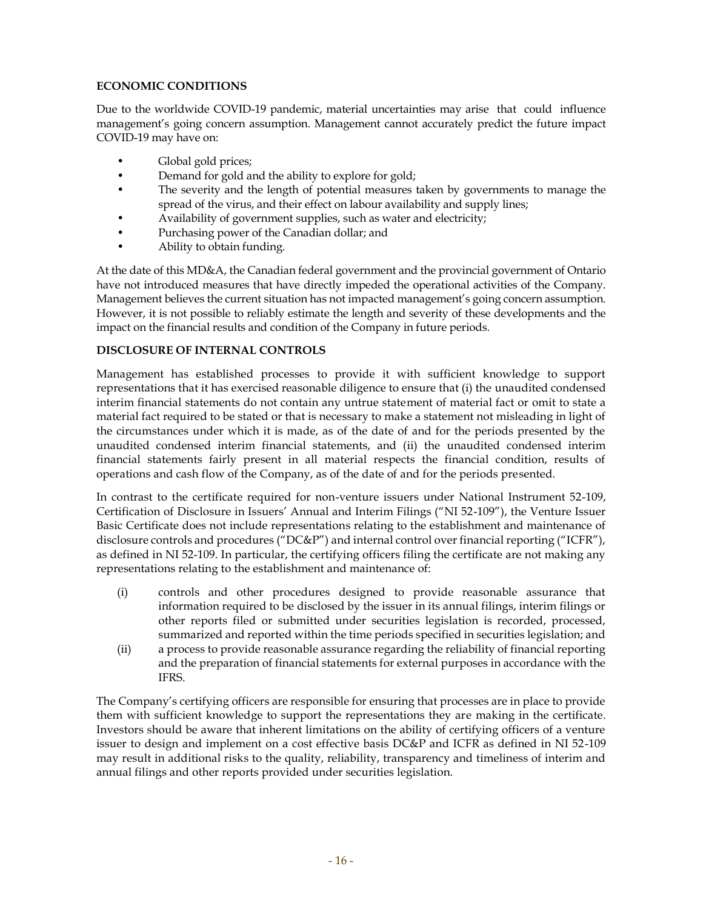## ECONOMIC CONDITIONS

Due to the worldwide COVID-19 pandemic, material uncertainties may arise that could influence management's going concern assumption. Management cannot accurately predict the future impact COVID-19 may have on:

- Global gold prices;
- Demand for gold and the ability to explore for gold;
- The severity and the length of potential measures taken by governments to manage the spread of the virus, and their effect on labour availability and supply lines;
- Availability of government supplies, such as water and electricity;
- Purchasing power of the Canadian dollar; and
- Ability to obtain funding.

At the date of this MD&A, the Canadian federal government and the provincial government of Ontario have not introduced measures that have directly impeded the operational activities of the Company. Management believes the current situation has not impacted management's going concern assumption. However, it is not possible to reliably estimate the length and severity of these developments and the impact on the financial results and condition of the Company in future periods.

## DISCLOSURE OF INTERNAL CONTROLS

Management has established processes to provide it with sufficient knowledge to support representations that it has exercised reasonable diligence to ensure that (i) the unaudited condensed interim financial statements do not contain any untrue statement of material fact or omit to state a material fact required to be stated or that is necessary to make a statement not misleading in light of the circumstances under which it is made, as of the date of and for the periods presented by the unaudited condensed interim financial statements, and (ii) the unaudited condensed interim financial statements fairly present in all material respects the financial condition, results of operations and cash flow of the Company, as of the date of and for the periods presented.

In contrast to the certificate required for non-venture issuers under National Instrument 52-109, Certification of Disclosure in Issuers' Annual and Interim Filings ("NI 52-109"), the Venture Issuer Basic Certificate does not include representations relating to the establishment and maintenance of disclosure controls and procedures ("DC&P") and internal control over financial reporting ("ICFR"), as defined in NI 52-109. In particular, the certifying officers filing the certificate are not making any representations relating to the establishment and maintenance of:

(i) controls and other procedures designed to provide reasonable assurance that information required to be disclosed by the issuer in its annual filings, interim filings or other reports filed or submitted under securities legislation is recorded, processed, summarized and reported within the time periods specified in securities legislation; and

(ii) a process to provide reasonable assurance regarding the reliability of financial reporting and the preparation of financial statements for external purposes in accordance with the IFRS.

The Company's certifying officers are responsible for ensuring that processes are in place to provide them with sufficient knowledge to support the representations they are making in the certificate. Investors should be aware that inherent limitations on the ability of certifying officers of a venture issuer to design and implement on a cost effective basis DC&P and ICFR as defined in NI 52-109 may result in additional risks to the quality, reliability, transparency and timeliness of interim and annual filings and other reports provided under securities legislation.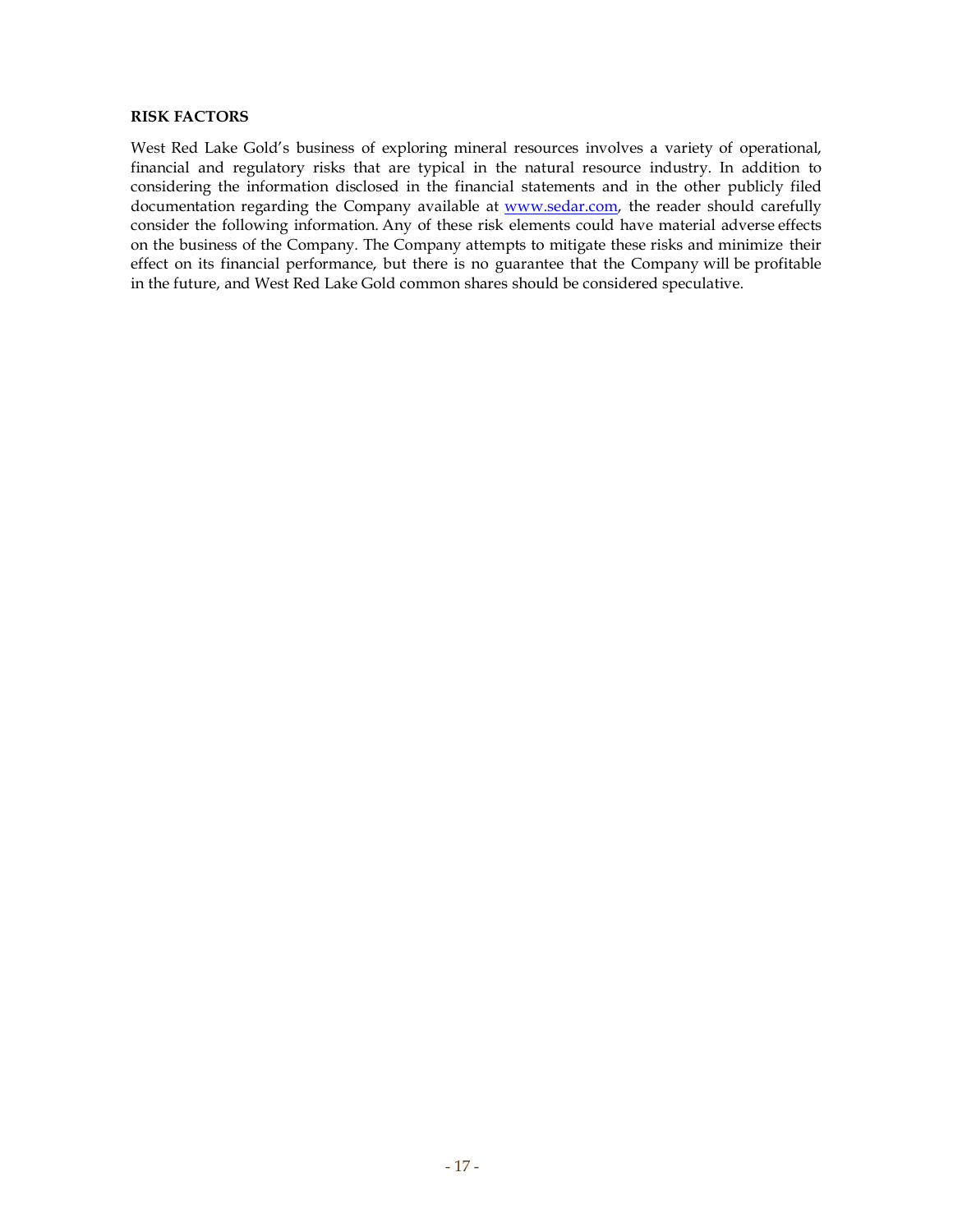**RISK FACTORS**

West Red Lake Gold's business of exploring mineral resources involves a variety of operational, financial and regulatory risks that are typical in the natural resource industry. In addition to considering the information disclosed in the financial statements and in the other publicly filed documentation regarding the Company available at [www.sedar.com](http://www.sedar.com), the reader should carefully consider the following information. Any of these risk elements could have material adverse effects on the business of the Company. The Company attempts to mitigate these risks and minimize their effect on its financial performance, but there is no guarantee that the Company will be profitable in the future, and West Red Lake Gold common shares should be considered speculative.